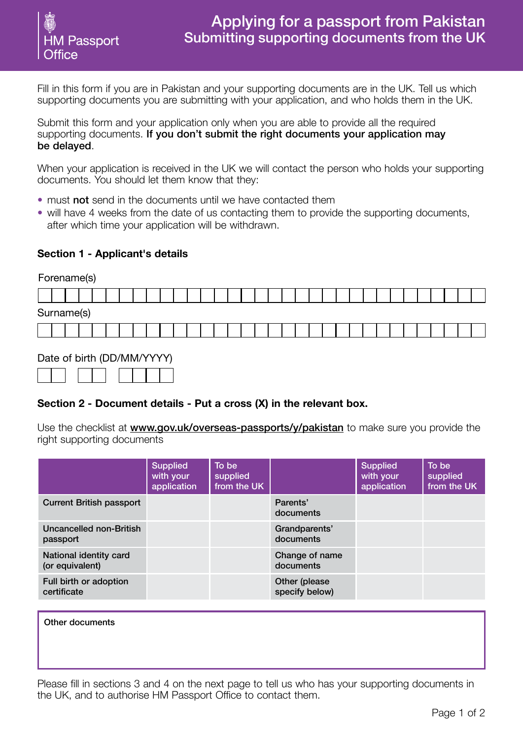HM Passport Office

# Applying for a passport from Pakistan
## Submitting supporting documents from the UK

Fill in this form if you are in Pakistan and your supporting documents are in the UK. Tell us which supporting documents you are submitting with your application, and who holds them in the UK.

Submit this form and your application only when you are able to provide all the required supporting documents. **If you don't submit the right documents your application may be delayed**.

When your application is received in the UK we will contact the person who holds your supporting documents. You should let them know that they:

- must **not** send in the documents until we have contacted them
- will have 4 weeks from the date of us contacting them to provide the supporting documents, after which time your application will be withdrawn.

### Section 1 - Applicant's details

Forename(s)

Surname(s)

Date of birth (DD/MM/YYYY)

### Section 2 - Document details - Put a cross (X) in the relevant box.

Use the checklist at **www.gov.uk/overseas-passports/y/pakistan** to make sure you provide the right supporting documents

| | Supplied with your application | To be supplied from the UK | | Supplied with your application | To be supplied from the UK |
|---|---|---|---|---|---|
| Current British passport | | | Parents' documents | | |
| Uncancelled non-British passport | | | Grandparents' documents | | |
| National identity card (or equivalent) | | | Change of name documents | | |
| Full birth or adoption certificate | | | Other (please specify below) | | |

Other documents

Please fill in sections 3 and 4 on the next page to tell us who has your supporting documents in the UK, and to authorise HM Passport Office to contact them.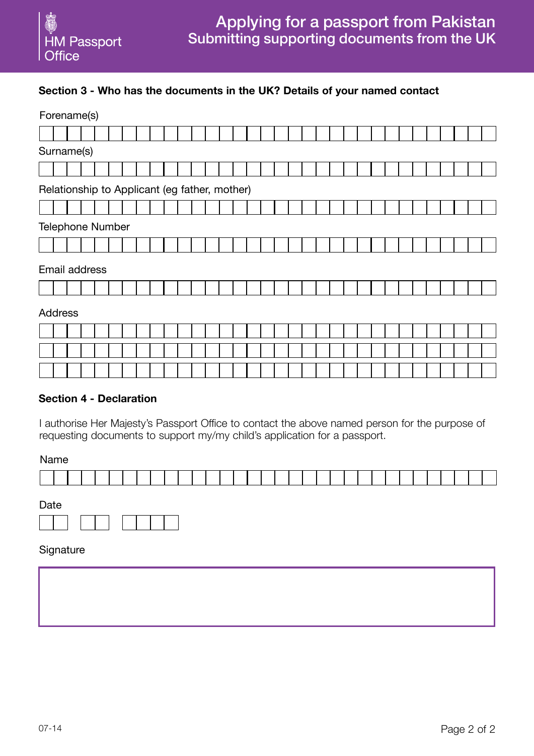## Section 3 - Who has the documents in the UK? Details of your named contact

Forename(s)

Surname(s)

Relationship to Applicant (eg father, mother)

Telephone Number

Email address

Address

## Section 4 - Declaration

I authorise Her Majesty's Passport Office to contact the above named person for the purpose of requesting documents to support my/my child's application for a passport.

Name

Date

Signature

07-14